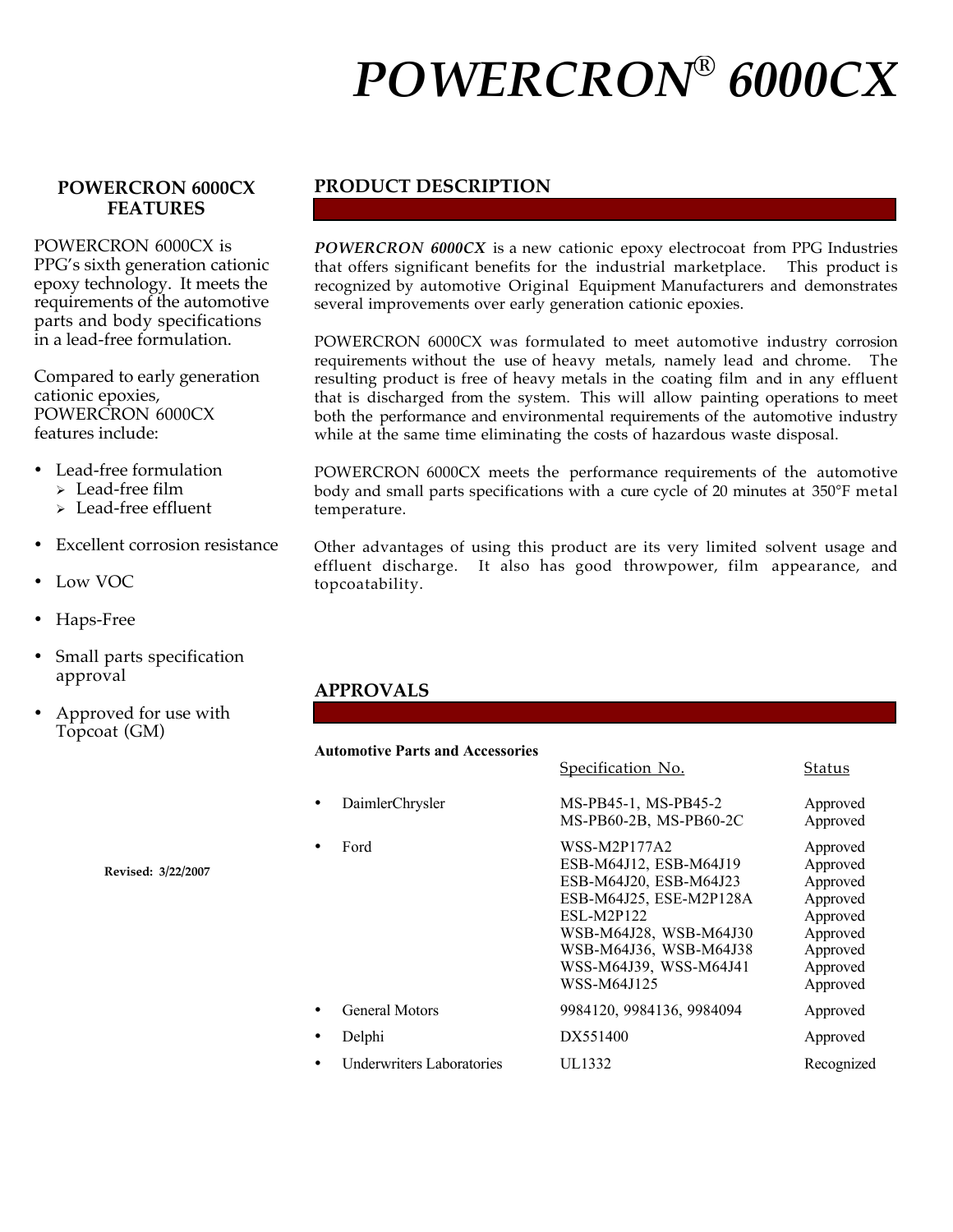# *POWERCRON® 6000CX*

### POWERCRON 6000CX FEATURES

POWERCRON 6000CX is PPG's sixth generation cationic epoxy technology. It meets the requirements of the automotive parts and body specifications in a lead-free formulation.

Compared to early generation cationic epoxies, POWERCRON 6000CX features include:

- Lead-free formulation
  - Lead-free film
  - Lead-free effluent
- Excellent corrosion resistance
- Low VOC
- Haps-Free
- Small parts specification approval
- Approved for use with Topcoat (GM)

**Revised: 3/22/2007**

## PRODUCT DESCRIPTION

***POWERCRON 6000CX*** is a new cationic epoxy electrocoat from PPG Industries that offers significant benefits for the industrial marketplace. This product is recognized by automotive Original Equipment Manufacturers and demonstrates several improvements over early generation cationic epoxies.

POWERCRON 6000CX was formulated to meet automotive industry corrosion requirements without the use of heavy metals, namely lead and chrome. The resulting product is free of heavy metals in the coating film and in any effluent that is discharged from the system. This will allow painting operations to meet both the performance and environmental requirements of the automotive industry while at the same time eliminating the costs of hazardous waste disposal.

POWERCRON 6000CX meets the performance requirements of the automotive body and small parts specifications with a cure cycle of 20 minutes at 350°F metal temperature.

Other advantages of using this product are its very limited solvent usage and effluent discharge. It also has good throwpower, film appearance, and topcoatability.

## APPROVALS

**Automotive Parts and Accessories**

| | Specification No. | Status |
|---|---|---|
| • DaimlerChrysler | MS-PB45-1, MS-PB45-2 | Approved |
| | MS-PB60-2B, MS-PB60-2C | Approved |
| • Ford | WSS-M2P177A2 | Approved |
| | ESB-M64J12, ESB-M64J19 | Approved |
| | ESB-M64J20, ESB-M64J23 | Approved |
| | ESB-M64J25, ESE-M2P128A | Approved |
| | ESL-M2P122 | Approved |
| | WSB-M64J28, WSB-M64J30 | Approved |
| | WSB-M64J36, WSB-M64J38 | Approved |
| | WSS-M64J39, WSS-M64J41 | Approved |
| | WSS-M64J125 | Approved |
| • General Motors | 9984120, 9984136, 9984094 | Approved |
| • Delphi | DX551400 | Approved |
| • Underwriters Laboratories | UL1332 | Recognized |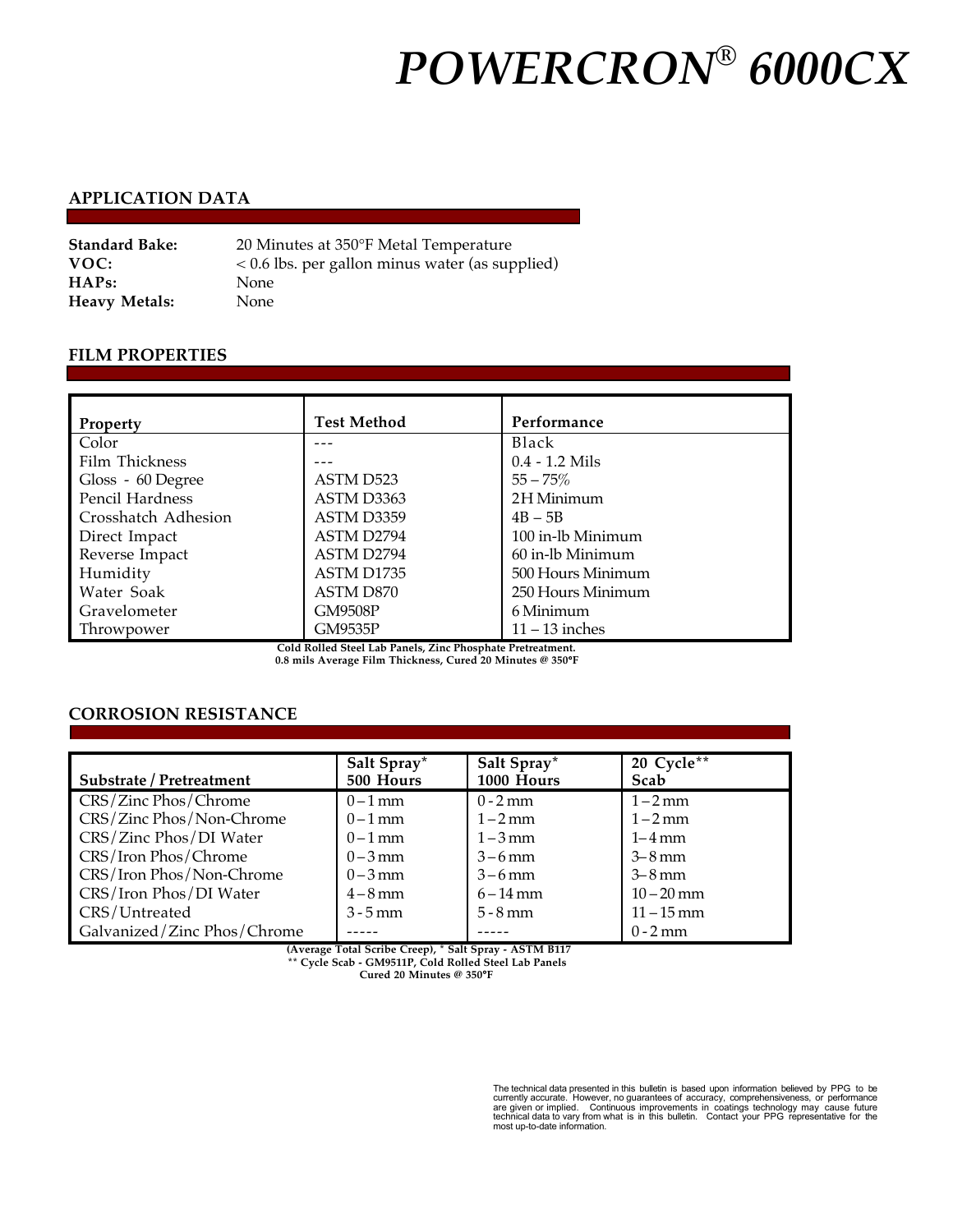# *POWERCRON® 6000CX*

## APPLICATION DATA

**Standard Bake:** 20 Minutes at 350°F Metal Temperature
**VOC:** < 0.6 lbs. per gallon minus water (as supplied)
**HAPs:** None
**Heavy Metals:** None

## FILM PROPERTIES

| Property | Test Method | Performance |
|---|---|---|
| Color | --- | Black |
| Film Thickness | --- | 0.4 - 1.2 Mils |
| Gloss - 60 Degree | ASTM D523 | 55 – 75% |
| Pencil Hardness | ASTM D3363 | 2H Minimum |
| Crosshatch Adhesion | ASTM D3359 | 4B – 5B |
| Direct Impact | ASTM D2794 | 100 in-lb Minimum |
| Reverse Impact | ASTM D2794 | 60 in-lb Minimum |
| Humidity | ASTM D1735 | 500 Hours Minimum |
| Water Soak | ASTM D870 | 250 Hours Minimum |
| Gravelometer | GM9508P | 6 Minimum |
| Throwpower | GM9535P | 11 – 13 inches |

**Cold Rolled Steel Lab Panels, Zinc Phosphate Pretreatment.**
**0.8 mils Average Film Thickness, Cured 20 Minutes @ 350°F**

## CORROSION RESISTANCE

| Substrate / Pretreatment | Salt Spray* 500 Hours | Salt Spray* 1000 Hours | 20 Cycle** Scab |
|---|---|---|---|
| CRS/Zinc Phos/Chrome | 0 – 1 mm | 0 - 2 mm | 1 – 2 mm |
| CRS/Zinc Phos/Non-Chrome | 0 – 1 mm | 1 – 2 mm | 1 – 2 mm |
| CRS/Zinc Phos/DI Water | 0 – 1 mm | 1 – 3 mm | 1– 4 mm |
| CRS/Iron Phos/Chrome | 0 – 3 mm | 3 – 6 mm | 3– 8 mm |
| CRS/Iron Phos/Non-Chrome | 0 – 3 mm | 3 – 6 mm | 3– 8 mm |
| CRS/Iron Phos/DI Water | 4 – 8 mm | 6 – 14 mm | 10 – 20 mm |
| CRS/Untreated | 3 - 5 mm | 5 - 8 mm | 11 – 15 mm |
| Galvanized/Zinc Phos/Chrome | ----- | ----- | 0 - 2 mm |

**(Average Total Scribe Creep), * Salt Spray - ASTM B117**
**** Cycle Scab - GM9511P, Cold Rolled Steel Lab Panels**
**Cured 20 Minutes @ 350°F**

The technical data presented in this bulletin is based upon information believed by PPG to be currently accurate. However, no guarantees of accuracy, comprehensiveness, or performance are given or implied. Continuous improvements in coatings technology may cause future technical data to vary from what is in this bulletin. Contact your PPG representative for the most up-to-date information.